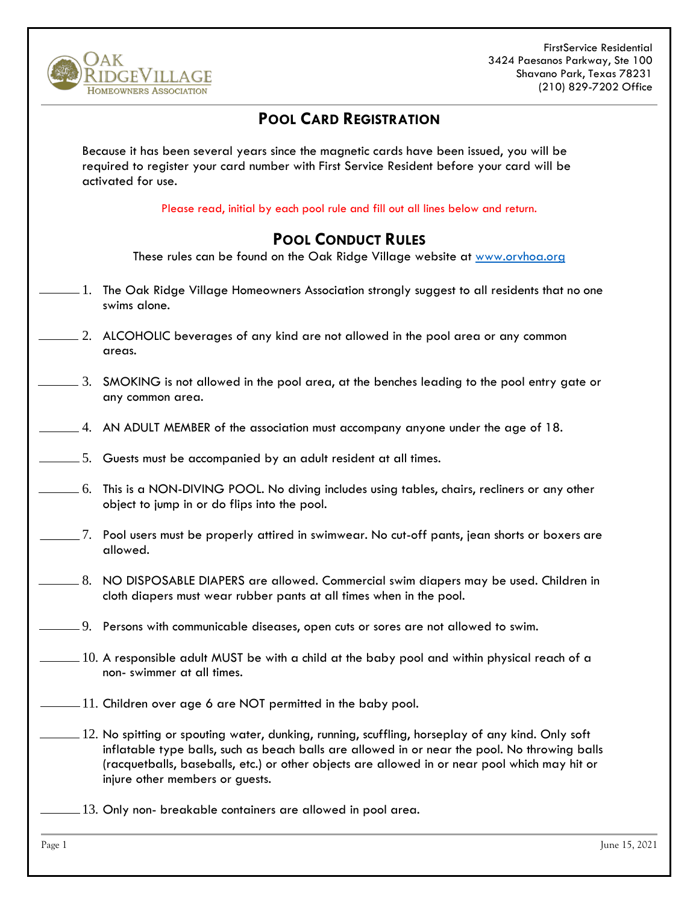Oak Ridge Village Homeowners Association

FirstService Residential
3424 Paesanos Parkway, Ste 100
Shavano Park, Texas 78231
(210) 829-7202 Office

## Pool Card Registration

Because it has been several years since the magnetic cards have been issued, you will be required to register your card number with First Service Resident before your card will be activated for use.

Please read, initial by each pool rule and fill out all lines below and return.

## Pool Conduct Rules

These rules can be found on the Oak Ridge Village website at www.orvhoa.org

______ 1. The Oak Ridge Village Homeowners Association strongly suggest to all residents that no one swims alone.

______ 2. ALCOHOLIC beverages of any kind are not allowed in the pool area or any common areas.

______ 3. SMOKING is not allowed in the pool area, at the benches leading to the pool entry gate or any common area.

______ 4. AN ADULT MEMBER of the association must accompany anyone under the age of 18.

______ 5. Guests must be accompanied by an adult resident at all times.

______ 6. This is a NON-DIVING POOL. No diving includes using tables, chairs, recliners or any other object to jump in or do flips into the pool.

______ 7. Pool users must be properly attired in swimwear. No cut-off pants, jean shorts or boxers are allowed.

______ 8. NO DISPOSABLE DIAPERS are allowed. Commercial swim diapers may be used. Children in cloth diapers must wear rubber pants at all times when in the pool.

______ 9. Persons with communicable diseases, open cuts or sores are not allowed to swim.

______ 10. A responsible adult MUST be with a child at the baby pool and within physical reach of a non- swimmer at all times.

______ 11. Children over age 6 are NOT permitted in the baby pool.

______ 12. No spitting or spouting water, dunking, running, scuffling, horseplay of any kind. Only soft inflatable type balls, such as beach balls are allowed in or near the pool. No throwing balls (racquetballs, baseballs, etc.) or other objects are allowed in or near pool which may hit or injure other members or guests.

______ 13. Only non- breakable containers are allowed in pool area.

June 15, 2021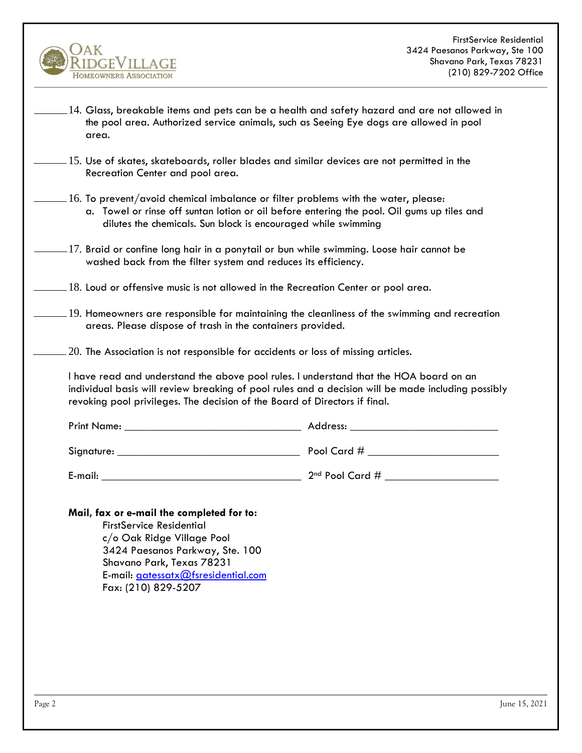______ 14. Glass, breakable items and pets can be a health and safety hazard and are not allowed in the pool area. Authorized service animals, such as Seeing Eye dogs are allowed in pool area.

______ 15. Use of skates, skateboards, roller blades and similar devices are not permitted in the Recreation Center and pool area.

______ 16. To prevent/avoid chemical imbalance or filter problems with the water, please:

a. Towel or rinse off suntan lotion or oil before entering the pool. Oil gums up tiles and dilutes the chemicals. Sun block is encouraged while swimming

______ 17. Braid or confine long hair in a ponytail or bun while swimming. Loose hair cannot be washed back from the filter system and reduces its efficiency.

______ 18. Loud or offensive music is not allowed in the Recreation Center or pool area.

______ 19. Homeowners are responsible for maintaining the cleanliness of the swimming and recreation areas. Please dispose of trash in the containers provided.

______ 20. The Association is not responsible for accidents or loss of missing articles.

I have read and understand the above pool rules. I understand that the HOA board on an individual basis will review breaking of pool rules and a decision will be made including possibly revoking pool privileges. The decision of the Board of Directors if final.

Print Name: ______________________________ Address: ______________________________

Signature: ______________________________ Pool Card # ______________________________

E-mail: ______________________________ 2nd Pool Card # ______________________________

**Mail, fax or e-mail the completed for to:**

FirstService Residential
c/o Oak Ridge Village Pool
3424 Paesanos Parkway, Ste. 100
Shavano Park, Texas 78231
E-mail: gatessatx@fsresidential.com
Fax: (210) 829-5207